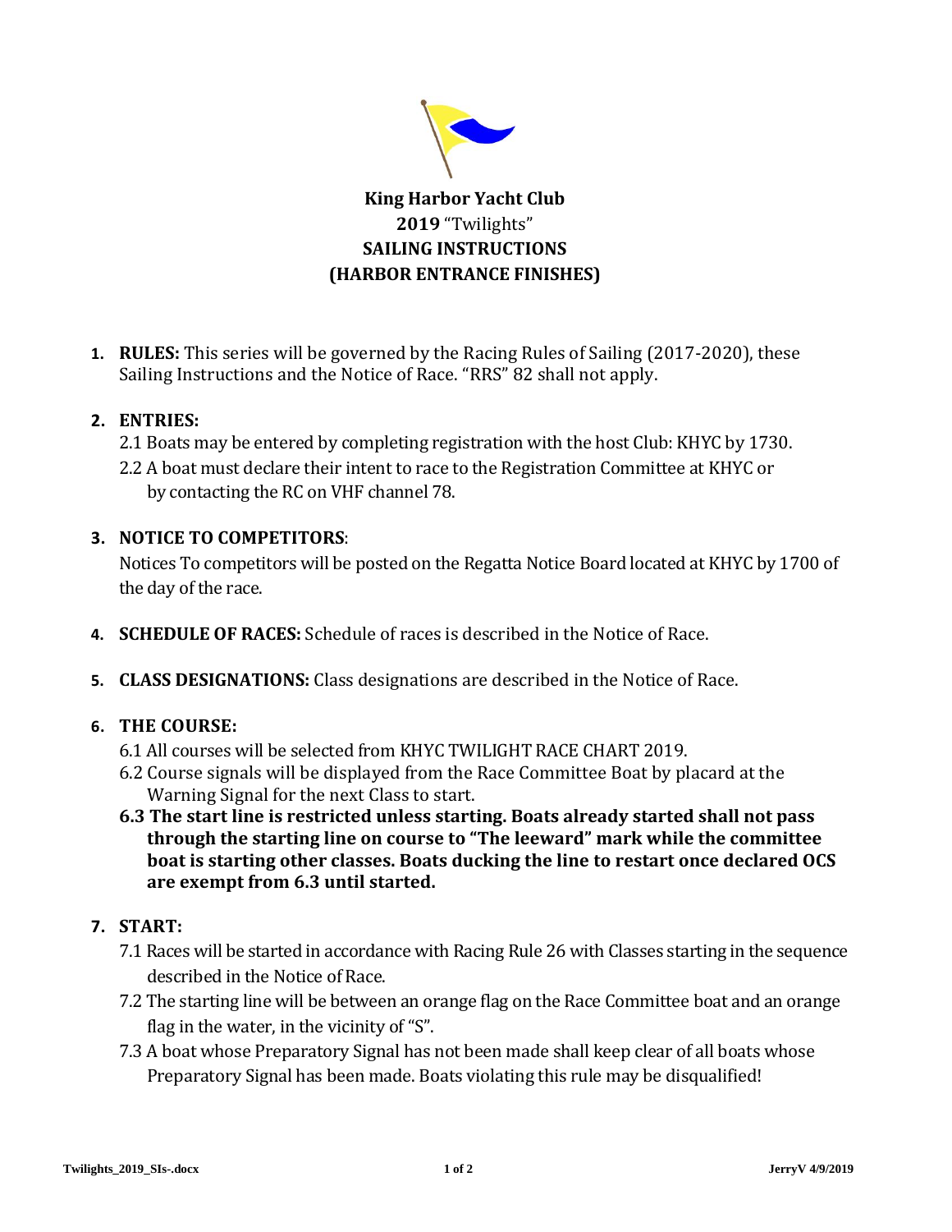# King Harbor Yacht Club
## **2019** "Twilights"
## SAILING INSTRUCTIONS
## (HARBOR ENTRANCE FINISHES)

1. **RULES:** This series will be governed by the Racing Rules of Sailing (2017-2020), these Sailing Instructions and the Notice of Race. "RRS" 82 shall not apply.

2. **ENTRIES:**
   2.1 Boats may be entered by completing registration with the host Club: KHYC by 1730.
   2.2 A boat must declare their intent to race to the Registration Committee at KHYC or by contacting the RC on VHF channel 78.

3. **NOTICE TO COMPETITORS**:
   Notices To competitors will be posted on the Regatta Notice Board located at KHYC by 1700 of the day of the race.

4. **SCHEDULE OF RACES:** Schedule of races is described in the Notice of Race.

5. **CLASS DESIGNATIONS:** Class designations are described in the Notice of Race.

6. **THE COURSE:**
   6.1 All courses will be selected from KHYC TWILIGHT RACE CHART 2019.
   6.2 Course signals will be displayed from the Race Committee Boat by placard at the Warning Signal for the next Class to start.
   **6.3 The start line is restricted unless starting. Boats already started shall not pass through the starting line on course to "The leeward" mark while the committee boat is starting other classes. Boats ducking the line to restart once declared OCS are exempt from 6.3 until started.**

7. **START:**
   7.1 Races will be started in accordance with Racing Rule 26 with Classes starting in the sequence described in the Notice of Race.
   7.2 The starting line will be between an orange flag on the Race Committee boat and an orange flag in the water, in the vicinity of "S".
   7.3 A boat whose Preparatory Signal has not been made shall keep clear of all boats whose Preparatory Signal has been made. Boats violating this rule may be disqualified!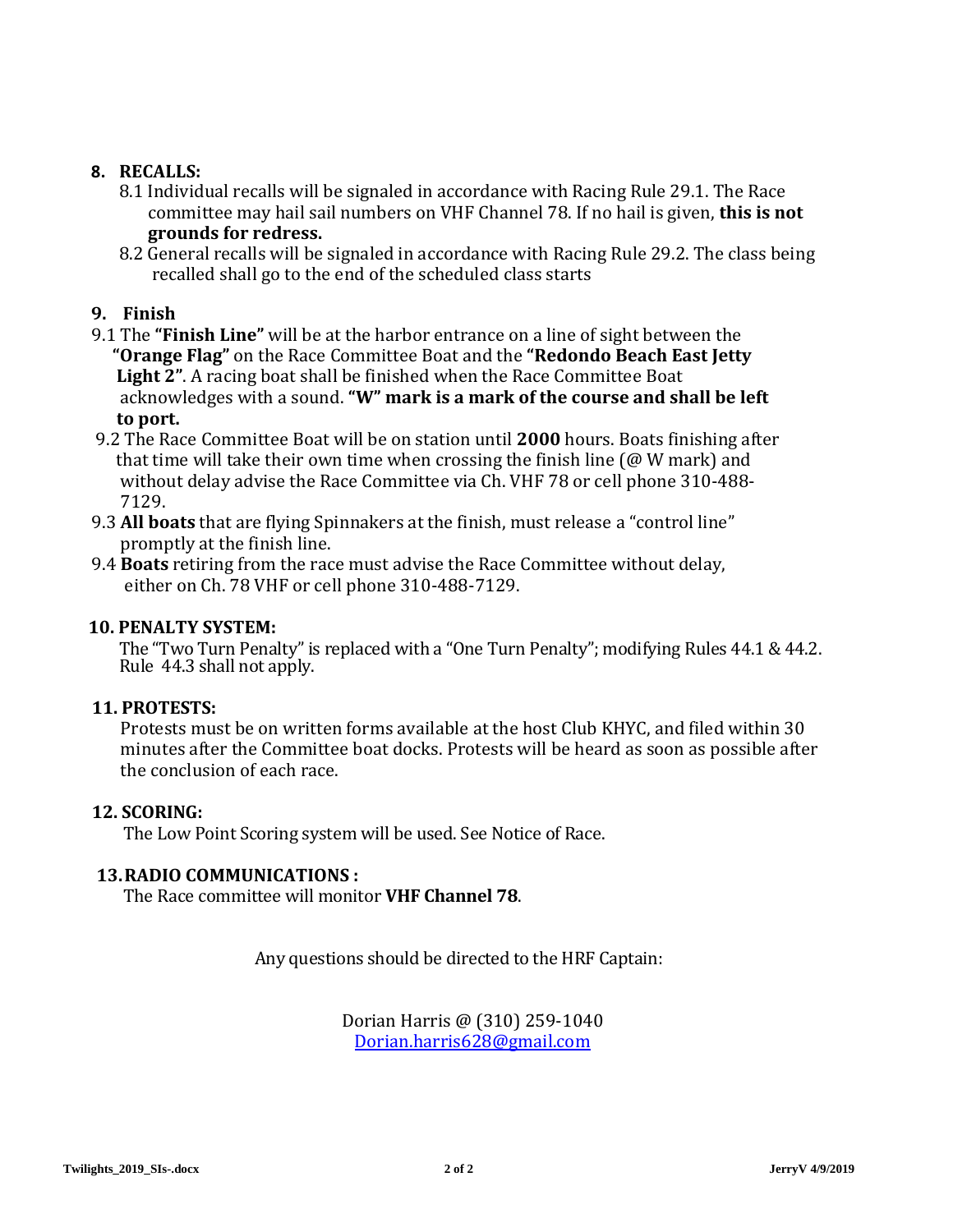## 8. RECALLS:

8.1 Individual recalls will be signaled in accordance with Racing Rule 29.1. The Race committee may hail sail numbers on VHF Channel 78. If no hail is given, **this is not grounds for redress.**

8.2 General recalls will be signaled in accordance with Racing Rule 29.2. The class being recalled shall go to the end of the scheduled class starts

## 9. Finish

9.1 The **"Finish Line"** will be at the harbor entrance on a line of sight between the **"Orange Flag"** on the Race Committee Boat and the **"Redondo Beach East Jetty Light 2"**. A racing boat shall be finished when the Race Committee Boat acknowledges with a sound. **"W" mark is a mark of the course and shall be left to port.**

9.2 The Race Committee Boat will be on station until **2000** hours. Boats finishing after that time will take their own time when crossing the finish line (@ W mark) and without delay advise the Race Committee via Ch. VHF 78 or cell phone 310-488-7129.

9.3 **All boats** that are flying Spinnakers at the finish, must release a "control line" promptly at the finish line.

9.4 **Boats** retiring from the race must advise the Race Committee without delay, either on Ch. 78 VHF or cell phone 310-488-7129.

## 10. PENALTY SYSTEM:

The "Two Turn Penalty" is replaced with a "One Turn Penalty"; modifying Rules 44.1 & 44.2. Rule 44.3 shall not apply.

## 11. PROTESTS:

Protests must be on written forms available at the host Club KHYC, and filed within 30 minutes after the Committee boat docks. Protests will be heard as soon as possible after the conclusion of each race.

## 12. SCORING:

The Low Point Scoring system will be used. See Notice of Race.

## 13. RADIO COMMUNICATIONS :

The Race committee will monitor **VHF Channel 78**.

Any questions should be directed to the HRF Captain:

Dorian Harris @ (310) 259-1040
Dorian.harris628@gmail.com